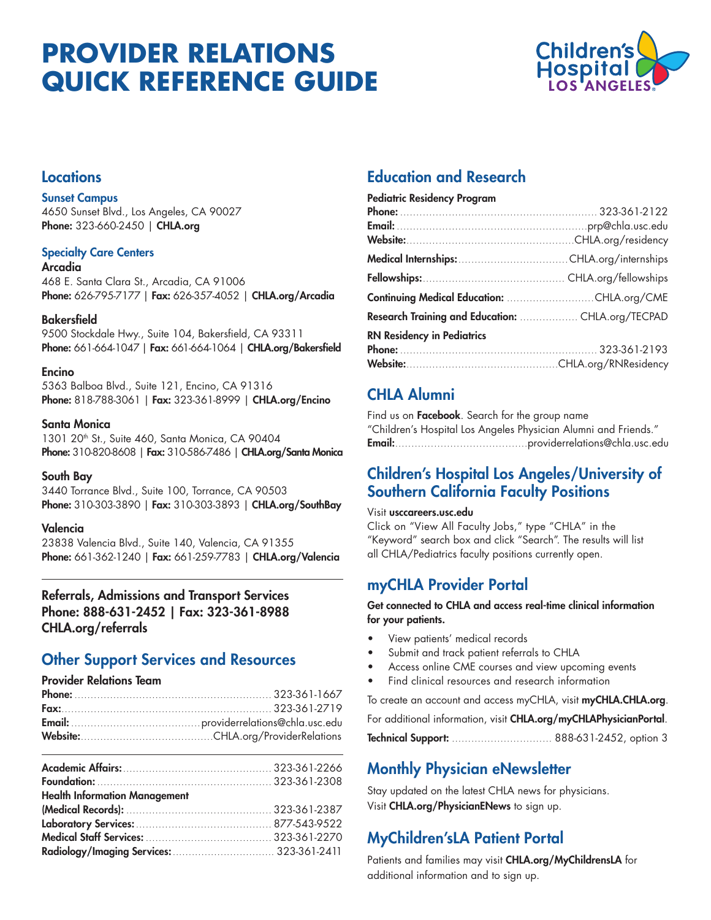# PROVIDER RELATIONS QUICK REFERENCE GUIDE

## Locations

### Sunset Campus

4650 Sunset Blvd., Los Angeles, CA 90027
**Phone:** 323-660-2450 | **CHLA.org**

### Specialty Care Centers

**Arcadia**
468 E. Santa Clara St., Arcadia, CA 91006
**Phone:** 626-795-7177 | **Fax:** 626-357-4052 | **CHLA.org/Arcadia**

**Bakersfield**
9500 Stockdale Hwy., Suite 104, Bakersfield, CA 93311
**Phone:** 661-664-1047 | **Fax:** 661-664-1064 | **CHLA.org/Bakersfield**

**Encino**
5363 Balboa Blvd., Suite 121, Encino, CA 91316
**Phone:** 818-788-3061 | **Fax:** 323-361-8999 | **CHLA.org/Encino**

**Santa Monica**
1301 20th St., Suite 460, Santa Monica, CA 90404
**Phone:** 310-820-8608 | **Fax:** 310-586-7486 | **CHLA.org/Santa Monica**

**South Bay**
3440 Torrance Blvd., Suite 100, Torrance, CA 90503
**Phone:** 310-303-3890 | **Fax:** 310-303-3893 | **CHLA.org/SouthBay**

**Valencia**
23838 Valencia Blvd., Suite 140, Valencia, CA 91355
**Phone:** 661-362-1240 | **Fax:** 661-259-7783 | **CHLA.org/Valencia**

**Referrals, Admissions and Transport Services**
**Phone: 888-631-2452 | Fax: 323-361-8988**
**CHLA.org/referrals**

## Other Support Services and Resources

**Provider Relations Team**

**Phone:** 323-361-1667
**Fax:** 323-361-2719
**Email:** providerrelations@chla.usc.edu
**Website:** CHLA.org/ProviderRelations

**Academic Affairs:** 323-361-2266
**Foundation:** 323-361-2308
**Health Information Management (Medical Records):** 323-361-2387
**Laboratory Services:** 877-543-9522
**Medical Staff Services:** 323-361-2270
**Radiology/Imaging Services:** 323-361-2411

## Education and Research

**Pediatric Residency Program**
**Phone:** 323-361-2122
**Email:** prp@chla.usc.edu
**Website:** CHLA.org/residency

**Medical Internships:** CHLA.org/internships

**Fellowships:** CHLA.org/fellowships

**Continuing Medical Education:** CHLA.org/CME

**Research Training and Education:** CHLA.org/TECPAD

**RN Residency in Pediatrics**
**Phone:** 323-361-2193
**Website:** CHLA.org/RNResidency

## CHLA Alumni

Find us on **Facebook**. Search for the group name "Children's Hospital Los Angeles Physician Alumni and Friends."
**Email:** providerrelations@chla.usc.edu

## Children's Hospital Los Angeles/University of Southern California Faculty Positions

Visit **usccareers.usc.edu**
Click on "View All Faculty Jobs," type "CHLA" in the "Keyword" search box and click "Search". The results will list all CHLA/Pediatrics faculty positions currently open.

## myCHLA Provider Portal

**Get connected to CHLA and access real-time clinical information for your patients.**

- View patients' medical records
- Submit and track patient referrals to CHLA
- Access online CME courses and view upcoming events
- Find clinical resources and research information

To create an account and access myCHLA, visit **myCHLA.CHLA.org**.

For additional information, visit **CHLA.org/myCHLAPhysicianPortal**.

**Technical Support:** 888-631-2452, option 3

## Monthly Physician eNewsletter

Stay updated on the latest CHLA news for physicians.
Visit **CHLA.org/PhysicianENews** to sign up.

## MyChildren'sLA Patient Portal

Patients and families may visit **CHLA.org/MyChildrensLA** for additional information and to sign up.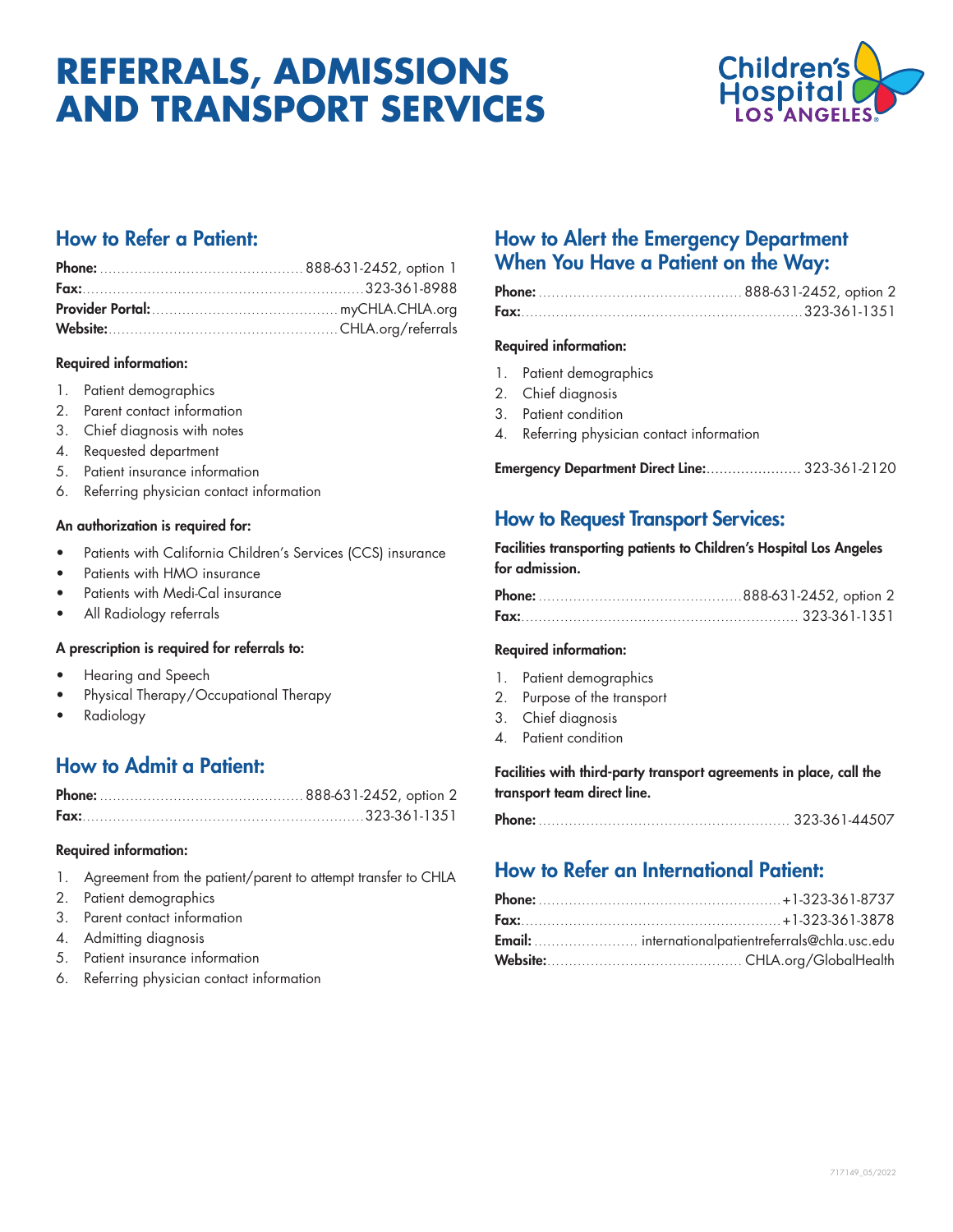# REFERRALS, ADMISSIONS AND TRANSPORT SERVICES

## How to Refer a Patient:

**Phone:** 888-631-2452, option 1
**Fax:** 323-361-8988
**Provider Portal:** myCHLA.CHLA.org
**Website:** CHLA.org/referrals

#### Required information:

1. Patient demographics
2. Parent contact information
3. Chief diagnosis with notes
4. Requested department
5. Patient insurance information
6. Referring physician contact information

#### An authorization is required for:

- Patients with California Children's Services (CCS) insurance
- Patients with HMO insurance
- Patients with Medi-Cal insurance
- All Radiology referrals

#### A prescription is required for referrals to:

- Hearing and Speech
- Physical Therapy/Occupational Therapy
- Radiology

## How to Admit a Patient:

**Phone:** 888-631-2452, option 2
**Fax:** 323-361-1351

#### Required information:

1. Agreement from the patient/parent to attempt transfer to CHLA
2. Patient demographics
3. Parent contact information
4. Admitting diagnosis
5. Patient insurance information
6. Referring physician contact information

## How to Alert the Emergency Department When You Have a Patient on the Way:

**Phone:** 888-631-2452, option 2
**Fax:** 323-361-1351

#### Required information:

1. Patient demographics
2. Chief diagnosis
3. Patient condition
4. Referring physician contact information

**Emergency Department Direct Line:** 323-361-2120

## How to Request Transport Services:

**Facilities transporting patients to Children's Hospital Los Angeles for admission.**

**Phone:** 888-631-2452, option 2
**Fax:** 323-361-1351

#### Required information:

1. Patient demographics
2. Purpose of the transport
3. Chief diagnosis
4. Patient condition

**Facilities with third-party transport agreements in place, call the transport team direct line.**

**Phone:** 323-361-44507

## How to Refer an International Patient:

**Phone:** +1-323-361-8737
**Fax:** +1-323-361-3878
**Email:** internationalpatientreferrals@chla.usc.edu
**Website:** CHLA.org/GlobalHealth

717149_05/2022